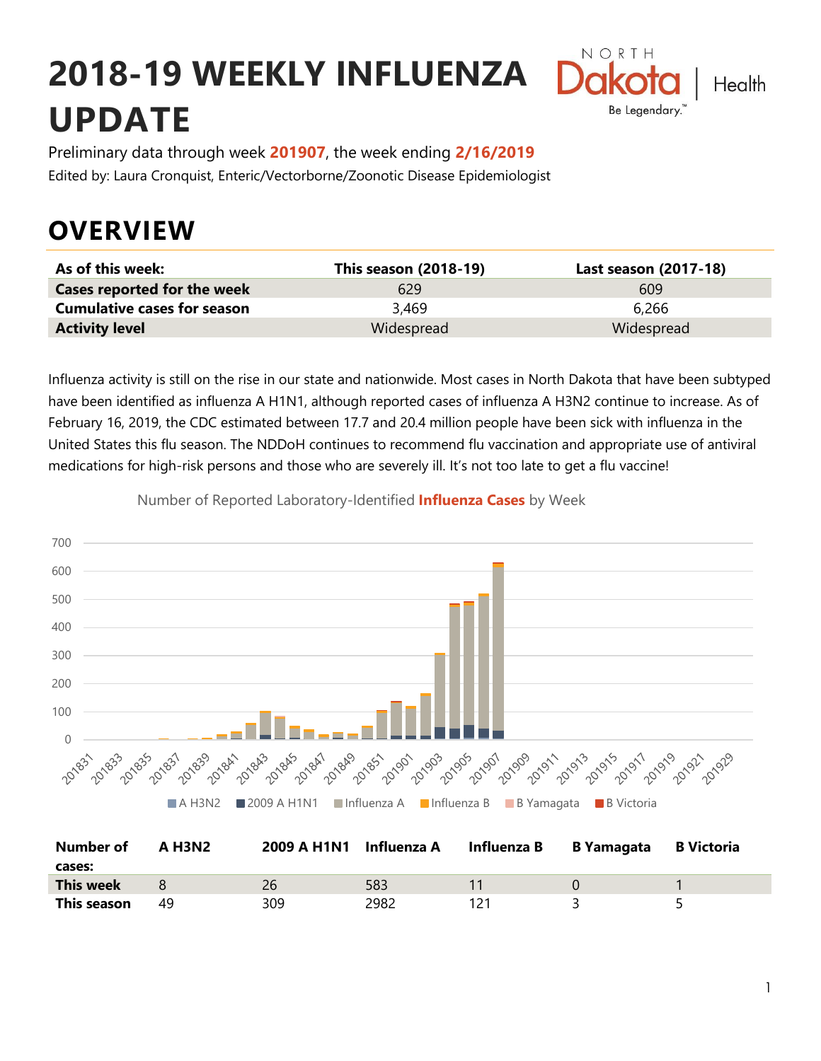# 2018-19 WEEKLY INFLUENZA UPDATE

Preliminary data through week **201907**, the week ending **2/16/2019**

Edited by: Laura Cronquist, Enteric/Vectorborne/Zoonotic Disease Epidemiologist

## OVERVIEW

| As of this week: | This season (2018-19) | Last season (2017-18) |
|---|---|---|
| **Cases reported for the week** | 629 | 609 |
| **Cumulative cases for season** | 3,469 | 6,266 |
| **Activity level** | Widespread | Widespread |

Influenza activity is still on the rise in our state and nationwide. Most cases in North Dakota that have been subtyped have been identified as influenza A H1N1, although reported cases of influenza A H3N2 continue to increase. As of February 16, 2019, the CDC estimated between 17.7 and 20.4 million people have been sick with influenza in the United States this flu season. The NDDoH continues to recommend flu vaccination and appropriate use of antiviral medications for high-risk persons and those who are severely ill. It's not too late to get a flu vaccine!

Number of Reported Laboratory-Identified **Influenza Cases** by Week

| Number of cases: | A H3N2 | 2009 A H1N1 | Influenza A | Influenza B | B Yamagata | B Victoria |
|---|---|---|---|---|---|---|
| **This week** | 8 | 26 | 583 | 11 | 0 | 1 |
| **This season** | 49 | 309 | 2982 | 121 | 3 | 5 |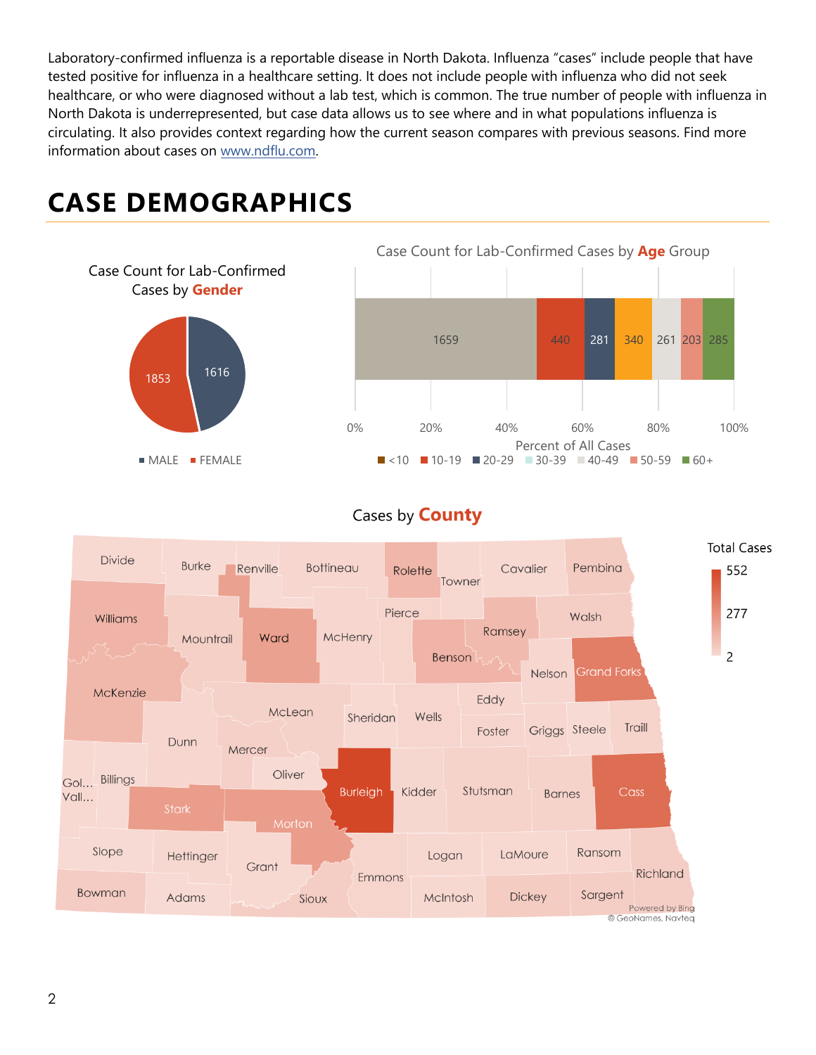Laboratory-confirmed influenza is a reportable disease in North Dakota. Influenza "cases" include people that have tested positive for influenza in a healthcare setting. It does not include people with influenza who did not seek healthcare, or who were diagnosed without a lab test, which is common. The true number of people with influenza in North Dakota is underrepresented, but case data allows us to see where and in what populations influenza is circulating. It also provides context regarding how the current season compares with previous seasons. Find more information about cases on [www.ndflu.com](http://www.ndflu.com).

# CASE DEMOGRAPHICS

Case Count for Lab-Confirmed Cases by **Gender**

| Gender | Cases |
|---|---|
| MALE | 1616 |
| FEMALE | 1853 |

Case Count for Lab-Confirmed Cases by **Age** Group

| Age Group | Cases |
|---|---|
| <10 | 1659 |
| 10-19 | 440 |
| 20-29 | 281 |
| 30-39 | 340 |
| 40-49 | 261 |
| 50-59 | 203 |
| 60+ | 285 |

Percent of All Cases: 0%, 20%, 40%, 60%, 80%, 100%

Cases by **County**

Total Cases: 552, 277, 2

Divide, Burke, Renville, Bottineau, Rolette, Towner, Cavalier, Pembina, Williams, Mountrail, Ward, McHenry, Pierce, Ramsey, Walsh, Benson, Nelson, Grand Forks, McKenzie, McLean, Sheridan, Wells, Eddy, Foster, Griggs, Steele, Traill, Dunn, Mercer, Oliver, Golden Valley, Billings, Stark, Morton, Burleigh, Kidder, Stutsman, Barnes, Cass, Slope, Hettinger, Grant, Emmons, Logan, LaMoure, Ransom, Richland, Bowman, Adams, Sioux, McIntosh, Dickey, Sargent

Powered by Bing
© GeoNames, Navteq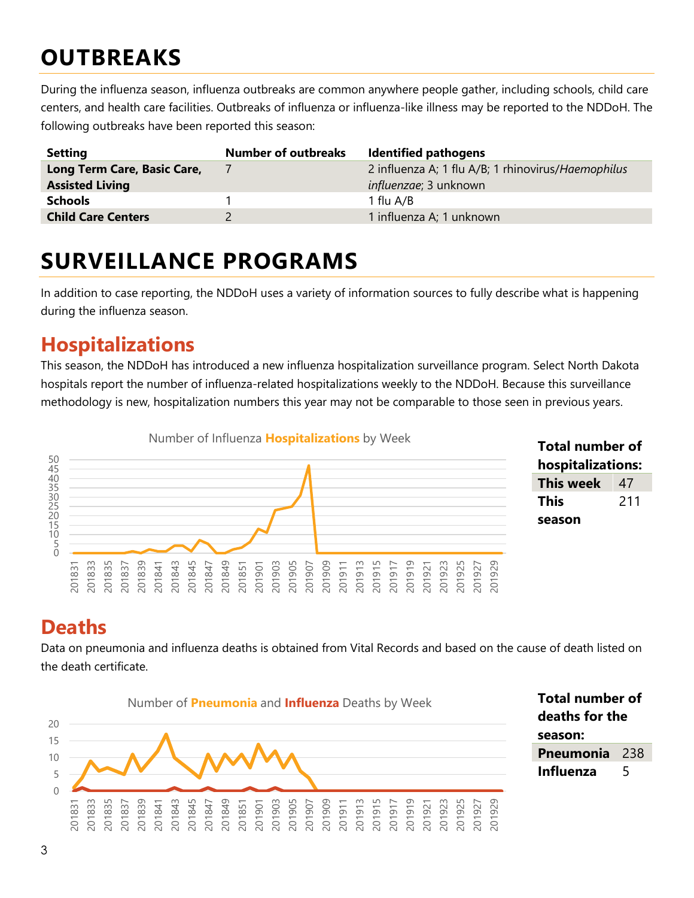# OUTBREAKS

During the influenza season, influenza outbreaks are common anywhere people gather, including schools, child care centers, and health care facilities. Outbreaks of influenza or influenza-like illness may be reported to the NDDoH. The following outbreaks have been reported this season:

| Setting | Number of outbreaks | Identified pathogens |
|---|---|---|
| **Long Term Care, Basic Care, Assisted Living** | 7 | 2 influenza A; 1 flu A/B; 1 rhinovirus/*Haemophilus influenzae*; 3 unknown |
| **Schools** | 1 | 1 flu A/B |
| **Child Care Centers** | 2 | 1 influenza A; 1 unknown |

# SURVEILLANCE PROGRAMS

In addition to case reporting, the NDDoH uses a variety of information sources to fully describe what is happening during the influenza season.

## Hospitalizations

This season, the NDDoH has introduced a new influenza hospitalization surveillance program. Select North Dakota hospitals report the number of influenza-related hospitalizations weekly to the NDDoH. Because this surveillance methodology is new, hospitalization numbers this year may not be comparable to those seen in previous years.

Number of Influenza **Hospitalizations** by Week

**Total number of hospitalizations:**

| | |
|---|---|
| **This week** | 47 |
| **This season** | 211 |

## Deaths

Data on pneumonia and influenza deaths is obtained from Vital Records and based on the cause of death listed on the death certificate.

Number of **Pneumonia** and **Influenza** Deaths by Week

**Total number of deaths for the season:**

| | |
|---|---|
| **Pneumonia** | 238 |
| **Influenza** | 5 |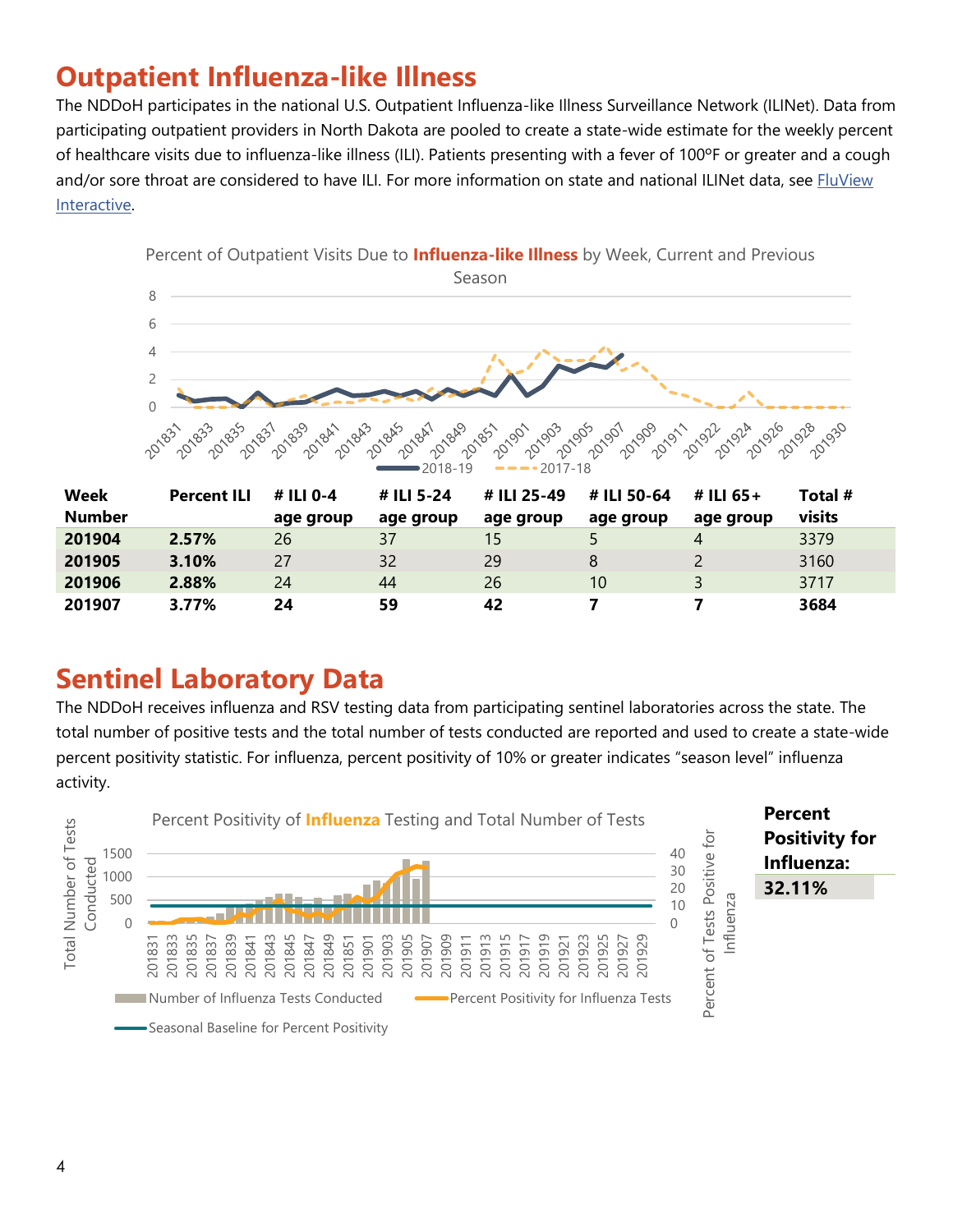## Outpatient Influenza-like Illness

The NDDoH participates in the national U.S. Outpatient Influenza-like Illness Surveillance Network (ILINet). Data from participating outpatient providers in North Dakota are pooled to create a state-wide estimate for the weekly percent of healthcare visits due to influenza-like illness (ILI). Patients presenting with a fever of 100ºF or greater and a cough and/or sore throat are considered to have ILI. For more information on state and national ILINet data, see FluView Interactive.

Percent of Outpatient Visits Due to **Influenza-like Illness** by Week, Current and Previous Season

| Week Number | Percent ILI | # ILI 0-4 age group | # ILI 5-24 age group | # ILI 25-49 age group | # ILI 50-64 age group | # ILI 65+ age group | Total # visits |
|---|---|---|---|---|---|---|---|
| **201904** | **2.57%** | 26 | 37 | 15 | 5 | 4 | 3379 |
| **201905** | **3.10%** | 27 | 32 | 29 | 8 | 2 | 3160 |
| **201906** | **2.88%** | 24 | 44 | 26 | 10 | 3 | 3717 |
| **201907** | **3.77%** | **24** | **59** | **42** | **7** | **7** | **3684** |

## Sentinel Laboratory Data

The NDDoH receives influenza and RSV testing data from participating sentinel laboratories across the state. The total number of positive tests and the total number of tests conducted are reported and used to create a state-wide percent positivity statistic. For influenza, percent positivity of 10% or greater indicates "season level" influenza activity.

Percent Positivity of **Influenza** Testing and Total Number of Tests

| **Percent Positivity for Influenza:** |
|---|
| **32.11%** |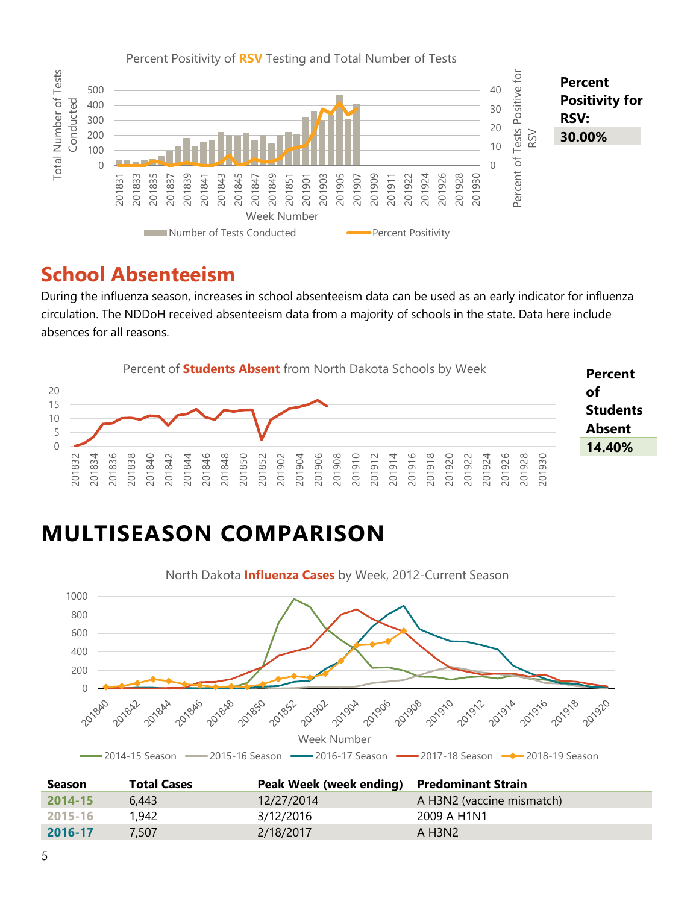Percent Positivity of **RSV** Testing and Total Number of Tests

**Percent Positivity for RSV:**

**30.00%**

## School Absenteeism

During the influenza season, increases in school absenteeism data can be used as an early indicator for influenza circulation. The NDDoH received absenteeism data from a majority of schools in the state. Data here include absences for all reasons.

Percent of **Students Absent** from North Dakota Schools by Week

**Percent of Students Absent**

**14.40%**

# MULTISEASON COMPARISON

North Dakota **Influenza Cases** by Week, 2012-Current Season

| Season | Total Cases | Peak Week (week ending) | Predominant Strain |
|---|---|---|---|
| **2014-15** | 6,443 | 12/27/2014 | A H3N2 (vaccine mismatch) |
| **2015-16** | 1,942 | 3/12/2016 | 2009 A H1N1 |
| **2016-17** | 7,507 | 2/18/2017 | A H3N2 |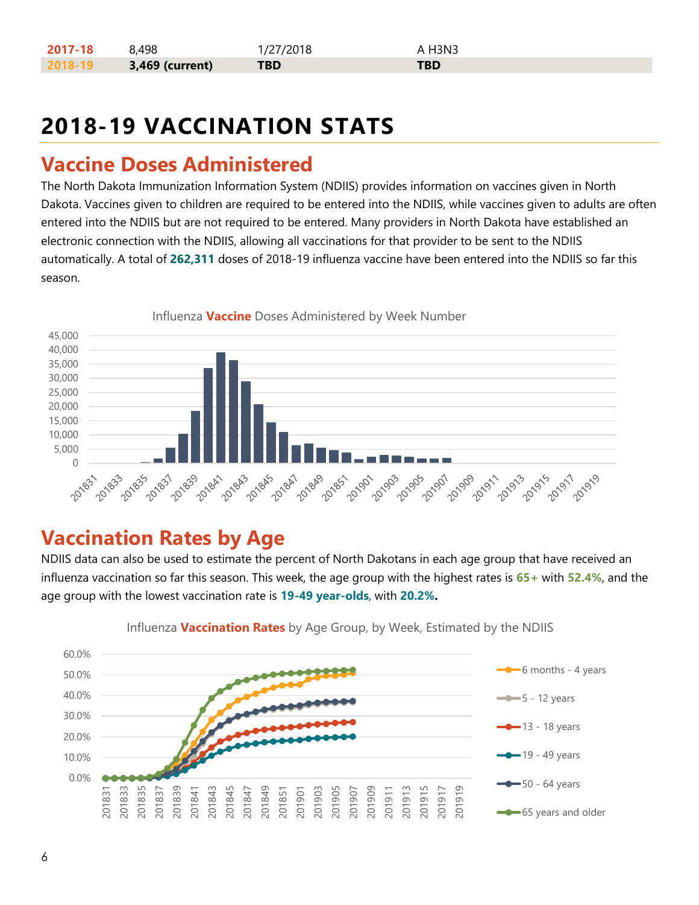| | | | |
|---|---|---|---|
| 2017-18 | 8,498 | 1/27/2018 | A H3N3 |
| 2018-19 | **3,469 (current)** | **TBD** | **TBD** |

# 2018-19 VACCINATION STATS

## Vaccine Doses Administered

The North Dakota Immunization Information System (NDIIS) provides information on vaccines given in North Dakota. Vaccines given to children are required to be entered into the NDIIS, while vaccines given to adults are often entered into the NDIIS but are not required to be entered. Many providers in North Dakota have established an electronic connection with the NDIIS, allowing all vaccinations for that provider to be sent to the NDIIS automatically. A total of **262,311** doses of 2018-19 influenza vaccine have been entered into the NDIIS so far this season.

Influenza **Vaccine** Doses Administered by Week Number

45,000
40,000
35,000
30,000
25,000
20,000
15,000
10,000
5,000
0

201831 201833 201835 201837 201839 201841 201843 201845 201847 201849 201851 201901 201903 201905 201907 201909 201911 201913 201915 201917 201919

## Vaccination Rates by Age

NDIIS data can also be used to estimate the percent of North Dakotans in each age group that have received an influenza vaccination so far this season. This week, the age group with the highest rates is **65+** with **52.4%**, and the age group with the lowest vaccination rate is **19-49 year-olds**, with **20.2%.**

Influenza **Vaccination Rates** by Age Group, by Week, Estimated by the NDIIS

60.0%
50.0%
40.0%
30.0%
20.0%
10.0%
0.0%

201831 201833 201835 201837 201839 201841 201843 201845 201847 201849 201851 201901 201903 201905 201907 201909 201911 201913 201915 201917 201919

6 months - 4 years
5 - 12 years
13 - 18 years
19 - 49 years
50 - 64 years
65 years and older